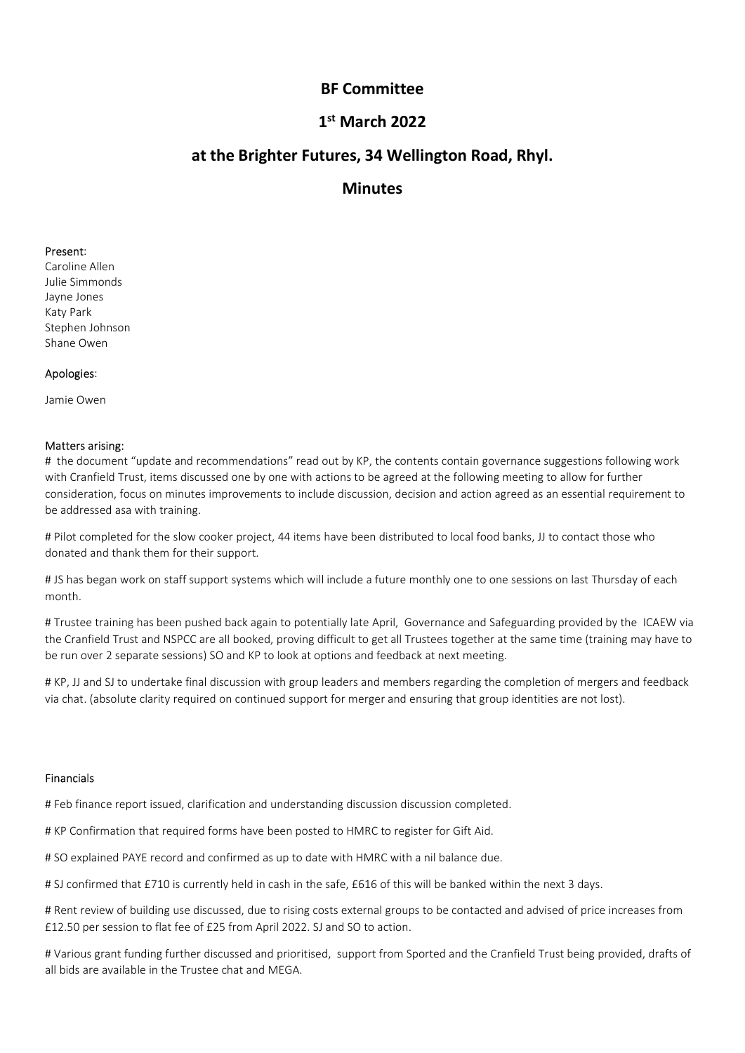# BF Committee

## 1st March 2022

## at the Brighter Futures, 34 Wellington Road, Rhyl.

## Minutes

Present:
Caroline Allen
Julie Simmonds
Jayne Jones
Katy Park
Stephen Johnson
Shane Owen

Apologies:

Jamie Owen

Matters arising:

# the document "update and recommendations" read out by KP, the contents contain governance suggestions following work with Cranfield Trust, items discussed one by one with actions to be agreed at the following meeting to allow for further consideration, focus on minutes improvements to include discussion, decision and action agreed as an essential requirement to be addressed asa with training.

# Pilot completed for the slow cooker project, 44 items have been distributed to local food banks, JJ to contact those who donated and thank them for their support.

# JS has began work on staff support systems which will include a future monthly one to one sessions on last Thursday of each month.

# Trustee training has been pushed back again to potentially late April, Governance and Safeguarding provided by the ICAEW via the Cranfield Trust and NSPCC are all booked, proving difficult to get all Trustees together at the same time (training may have to be run over 2 separate sessions) SO and KP to look at options and feedback at next meeting.

# KP, JJ and SJ to undertake final discussion with group leaders and members regarding the completion of mergers and feedback via chat. (absolute clarity required on continued support for merger and ensuring that group identities are not lost).

Financials

# Feb finance report issued, clarification and understanding discussion discussion completed.

# KP Confirmation that required forms have been posted to HMRC to register for Gift Aid.

# SO explained PAYE record and confirmed as up to date with HMRC with a nil balance due.

# SJ confirmed that £710 is currently held in cash in the safe, £616 of this will be banked within the next 3 days.

# Rent review of building use discussed, due to rising costs external groups to be contacted and advised of price increases from £12.50 per session to flat fee of £25 from April 2022. SJ and SO to action.

# Various grant funding further discussed and prioritised, support from Sported and the Cranfield Trust being provided, drafts of all bids are available in the Trustee chat and MEGA.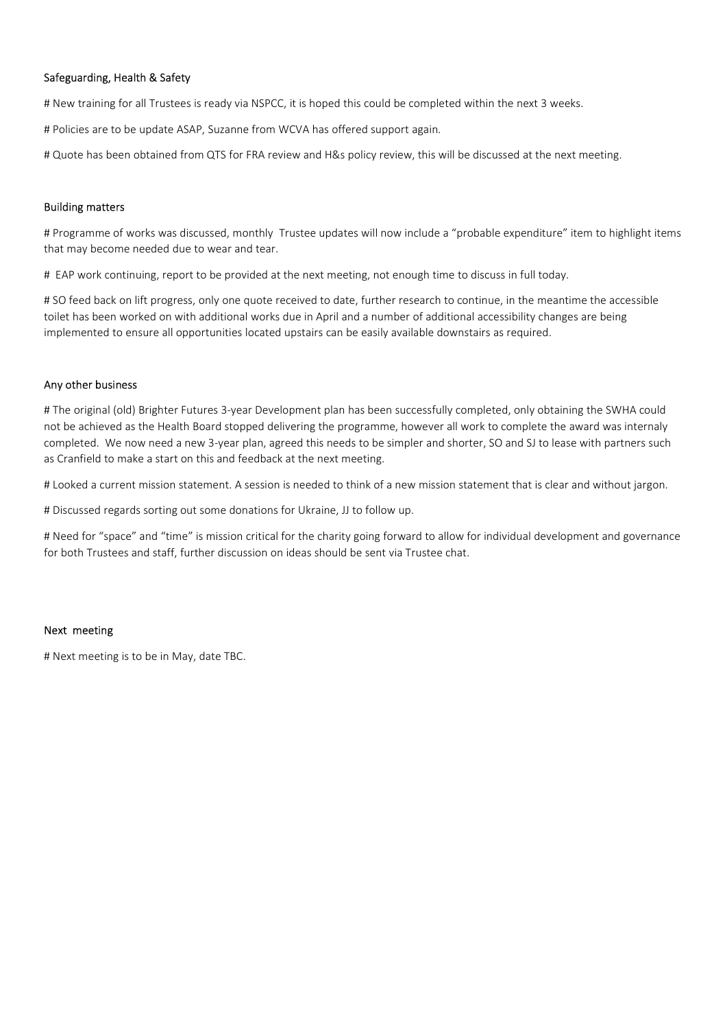### Safeguarding, Health & Safety

# New training for all Trustees is ready via NSPCC, it is hoped this could be completed within the next 3 weeks.

# Policies are to be update ASAP, Suzanne from WCVA has offered support again.

# Quote has been obtained from QTS for FRA review and H&s policy review, this will be discussed at the next meeting.

### Building matters

# Programme of works was discussed, monthly Trustee updates will now include a "probable expenditure" item to highlight items that may become needed due to wear and tear.

# EAP work continuing, report to be provided at the next meeting, not enough time to discuss in full today.

# SO feed back on lift progress, only one quote received to date, further research to continue, in the meantime the accessible toilet has been worked on with additional works due in April and a number of additional accessibility changes are being implemented to ensure all opportunities located upstairs can be easily available downstairs as required.

### Any other business

# The original (old) Brighter Futures 3-year Development plan has been successfully completed, only obtaining the SWHA could not be achieved as the Health Board stopped delivering the programme, however all work to complete the award was internaly completed. We now need a new 3-year plan, agreed this needs to be simpler and shorter, SO and SJ to lease with partners such as Cranfield to make a start on this and feedback at the next meeting.

# Looked a current mission statement. A session is needed to think of a new mission statement that is clear and without jargon.

# Discussed regards sorting out some donations for Ukraine, JJ to follow up.

# Need for "space" and "time" is mission critical for the charity going forward to allow for individual development and governance for both Trustees and staff, further discussion on ideas should be sent via Trustee chat.

### Next meeting

# Next meeting is to be in May, date TBC.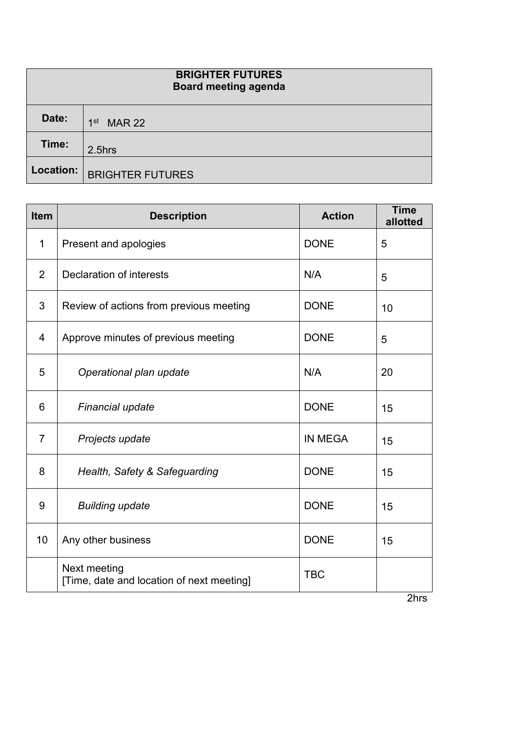| **BRIGHTER FUTURES** **Board meeting agenda** | |
|---|---|
| **Date:** | 1st MAR 22 |
| **Time:** | 2.5hrs |
| **Location:** | BRIGHTER FUTURES |

| Item | Description | Action | Time allotted |
|---|---|---|---|
| 1 | Present and apologies | DONE | 5 |
| 2 | Declaration of interests | N/A | 5 |
| 3 | Review of actions from previous meeting | DONE | 10 |
| 4 | Approve minutes of previous meeting | DONE | 5 |
| 5 | *Operational plan update* | N/A | 20 |
| 6 | *Financial update* | DONE | 15 |
| 7 | *Projects update* | IN MEGA | 15 |
| 8 | *Health, Safety & Safeguarding* | DONE | 15 |
| 9 | *Building update* | DONE | 15 |
| 10 | Any other business | DONE | 15 |
| | Next meeting [Time, date and location of next meeting] | TBC | |

2hrs